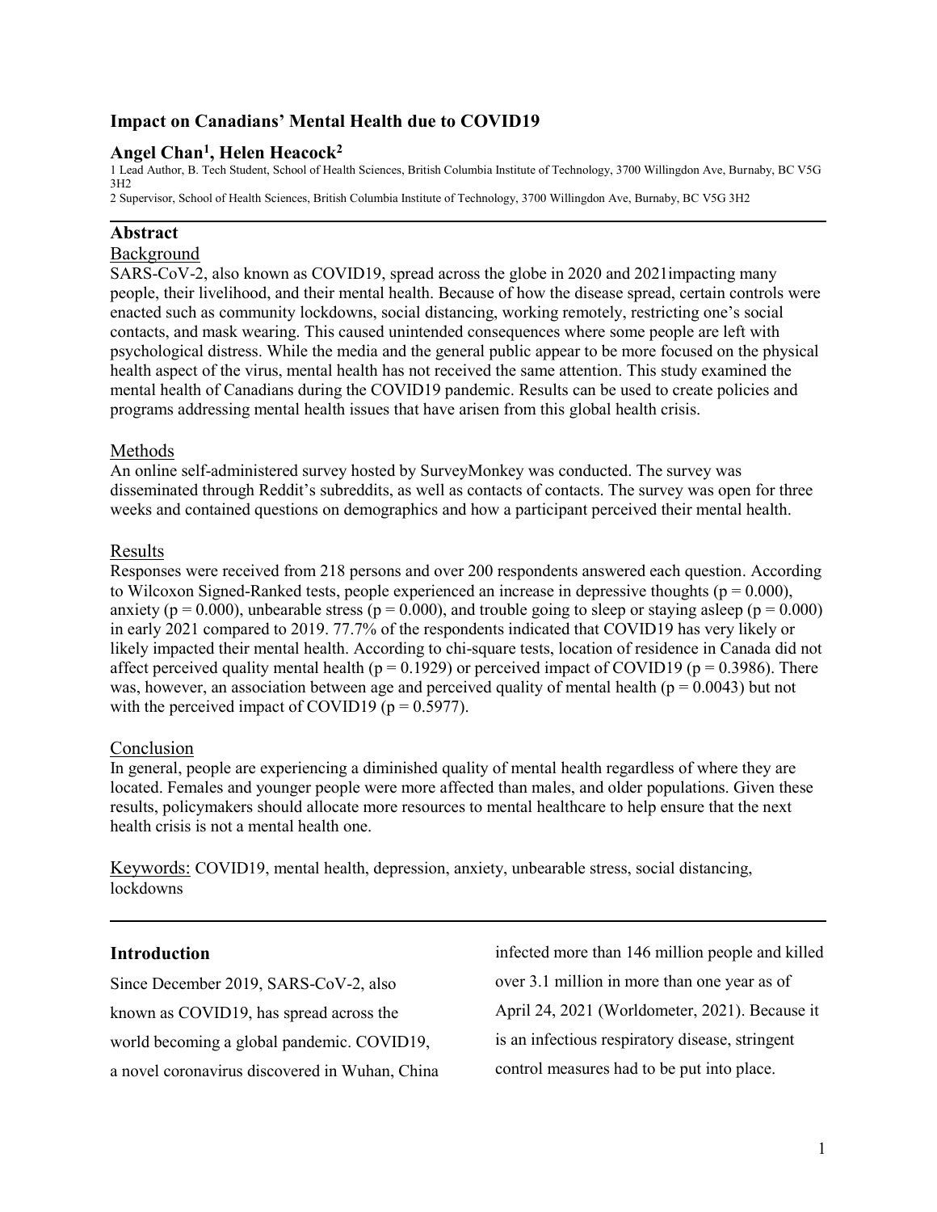# Impact on Canadians' Mental Health due to COVID19

**Angel Chan[1], Helen Heacock[2]**

1 Lead Author, B. Tech Student, School of Health Sciences, British Columbia Institute of Technology, 3700 Willingdon Ave, Burnaby, BC V5G 3H2

2 Supervisor, School of Health Sciences, British Columbia Institute of Technology, 3700 Willingdon Ave, Burnaby, BC V5G 3H2

## Abstract

### Background

SARS-CoV-2, also known as COVID19, spread across the globe in 2020 and 2021impacting many people, their livelihood, and their mental health. Because of how the disease spread, certain controls were enacted such as community lockdowns, social distancing, working remotely, restricting one's social contacts, and mask wearing. This caused unintended consequences where some people are left with psychological distress. While the media and the general public appear to be more focused on the physical health aspect of the virus, mental health has not received the same attention. This study examined the mental health of Canadians during the COVID19 pandemic. Results can be used to create policies and programs addressing mental health issues that have arisen from this global health crisis.

### Methods

An online self-administered survey hosted by SurveyMonkey was conducted. The survey was disseminated through Reddit's subreddits, as well as contacts of contacts. The survey was open for three weeks and contained questions on demographics and how a participant perceived their mental health.

### Results

Responses were received from 218 persons and over 200 respondents answered each question. According to Wilcoxon Signed-Ranked tests, people experienced an increase in depressive thoughts ($p = 0.000$), anxiety ($p = 0.000$), unbearable stress ($p = 0.000$), and trouble going to sleep or staying asleep ($p = 0.000$) in early 2021 compared to 2019. 77.7% of the respondents indicated that COVID19 has very likely or likely impacted their mental health. According to chi-square tests, location of residence in Canada did not affect perceived quality mental health ($p = 0.1929$) or perceived impact of COVID19 ($p = 0.3986$). There was, however, an association between age and perceived quality of mental health ($p = 0.0043$) but not with the perceived impact of COVID19 ($p = 0.5977$).

### Conclusion

In general, people are experiencing a diminished quality of mental health regardless of where they are located. Females and younger people were more affected than males, and older populations. Given these results, policymakers should allocate more resources to mental healthcare to help ensure that the next health crisis is not a mental health one.

Keywords: COVID19, mental health, depression, anxiety, unbearable stress, social distancing, lockdowns

## Introduction

Since December 2019, SARS-CoV-2, also known as COVID19, has spread across the world becoming a global pandemic. COVID19, a novel coronavirus discovered in Wuhan, China infected more than 146 million people and killed over 3.1 million in more than one year as of April 24, 2021 (Worldometer, 2021). Because it is an infectious respiratory disease, stringent control measures had to be put into place.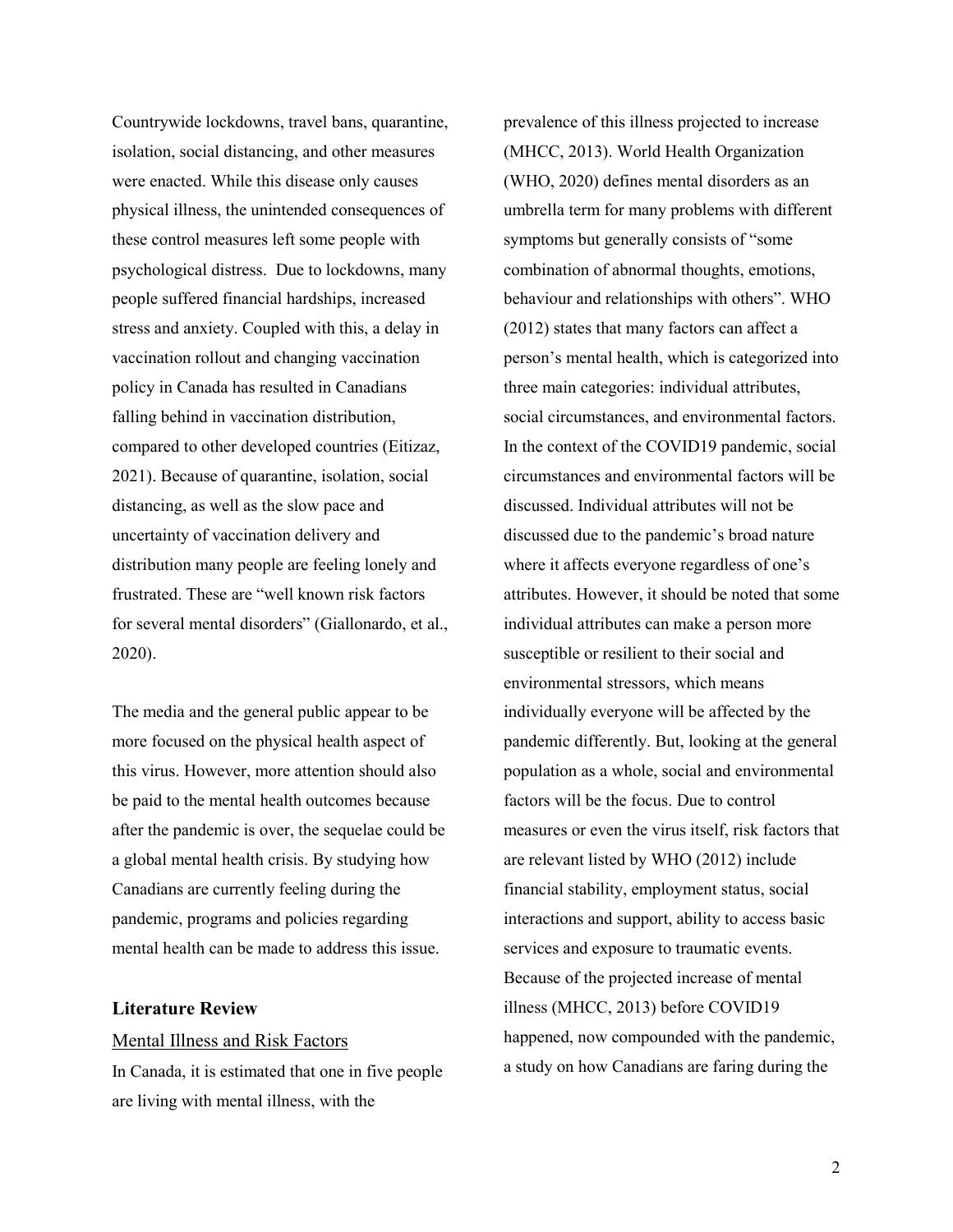Countrywide lockdowns, travel bans, quarantine, isolation, social distancing, and other measures were enacted. While this disease only causes physical illness, the unintended consequences of these control measures left some people with psychological distress. Due to lockdowns, many people suffered financial hardships, increased stress and anxiety. Coupled with this, a delay in vaccination rollout and changing vaccination policy in Canada has resulted in Canadians falling behind in vaccination distribution, compared to other developed countries (Eitizaz, 2021). Because of quarantine, isolation, social distancing, as well as the slow pace and uncertainty of vaccination delivery and distribution many people are feeling lonely and frustrated. These are "well known risk factors for several mental disorders" (Giallonardo, et al., 2020).

The media and the general public appear to be more focused on the physical health aspect of this virus. However, more attention should also be paid to the mental health outcomes because after the pandemic is over, the sequelae could be a global mental health crisis. By studying how Canadians are currently feeling during the pandemic, programs and policies regarding mental health can be made to address this issue.

## Literature Review

### Mental Illness and Risk Factors

In Canada, it is estimated that one in five people are living with mental illness, with the prevalence of this illness projected to increase (MHCC, 2013). World Health Organization (WHO, 2020) defines mental disorders as an umbrella term for many problems with different symptoms but generally consists of "some combination of abnormal thoughts, emotions, behaviour and relationships with others". WHO (2012) states that many factors can affect a person's mental health, which is categorized into three main categories: individual attributes, social circumstances, and environmental factors. In the context of the COVID19 pandemic, social circumstances and environmental factors will be discussed. Individual attributes will not be discussed due to the pandemic's broad nature where it affects everyone regardless of one's attributes. However, it should be noted that some individual attributes can make a person more susceptible or resilient to their social and environmental stressors, which means individually everyone will be affected by the pandemic differently. But, looking at the general population as a whole, social and environmental factors will be the focus. Due to control measures or even the virus itself, risk factors that are relevant listed by WHO (2012) include financial stability, employment status, social interactions and support, ability to access basic services and exposure to traumatic events. Because of the projected increase of mental illness (MHCC, 2013) before COVID19 happened, now compounded with the pandemic, a study on how Canadians are faring during the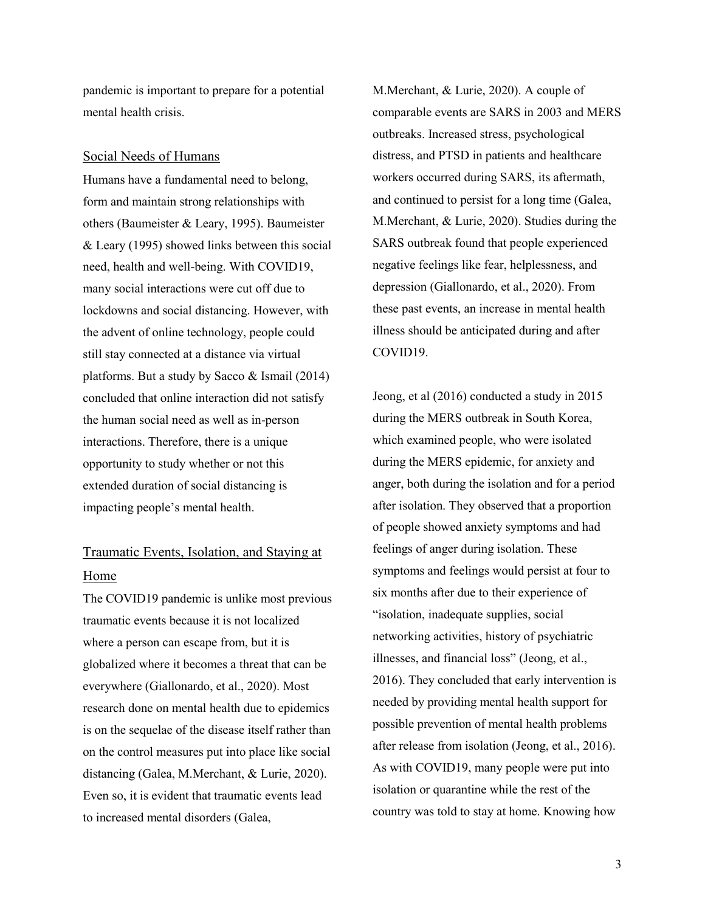pandemic is important to prepare for a potential mental health crisis.

## Social Needs of Humans

Humans have a fundamental need to belong, form and maintain strong relationships with others (Baumeister & Leary, 1995). Baumeister & Leary (1995) showed links between this social need, health and well-being. With COVID19, many social interactions were cut off due to lockdowns and social distancing. However, with the advent of online technology, people could still stay connected at a distance via virtual platforms. But a study by Sacco & Ismail (2014) concluded that online interaction did not satisfy the human social need as well as in-person interactions. Therefore, there is a unique opportunity to study whether or not this extended duration of social distancing is impacting people's mental health.

## Traumatic Events, Isolation, and Staying at Home

The COVID19 pandemic is unlike most previous traumatic events because it is not localized where a person can escape from, but it is globalized where it becomes a threat that can be everywhere (Giallonardo, et al., 2020). Most research done on mental health due to epidemics is on the sequelae of the disease itself rather than on the control measures put into place like social distancing (Galea, M.Merchant, & Lurie, 2020). Even so, it is evident that traumatic events lead to increased mental disorders (Galea, M.Merchant, & Lurie, 2020). A couple of comparable events are SARS in 2003 and MERS outbreaks. Increased stress, psychological distress, and PTSD in patients and healthcare workers occurred during SARS, its aftermath, and continued to persist for a long time (Galea, M.Merchant, & Lurie, 2020). Studies during the SARS outbreak found that people experienced negative feelings like fear, helplessness, and depression (Giallonardo, et al., 2020). From these past events, an increase in mental health illness should be anticipated during and after COVID19.

Jeong, et al (2016) conducted a study in 2015 during the MERS outbreak in South Korea, which examined people, who were isolated during the MERS epidemic, for anxiety and anger, both during the isolation and for a period after isolation. They observed that a proportion of people showed anxiety symptoms and had feelings of anger during isolation. These symptoms and feelings would persist at four to six months after due to their experience of "isolation, inadequate supplies, social networking activities, history of psychiatric illnesses, and financial loss" (Jeong, et al., 2016). They concluded that early intervention is needed by providing mental health support for possible prevention of mental health problems after release from isolation (Jeong, et al., 2016). As with COVID19, many people were put into isolation or quarantine while the rest of the country was told to stay at home. Knowing how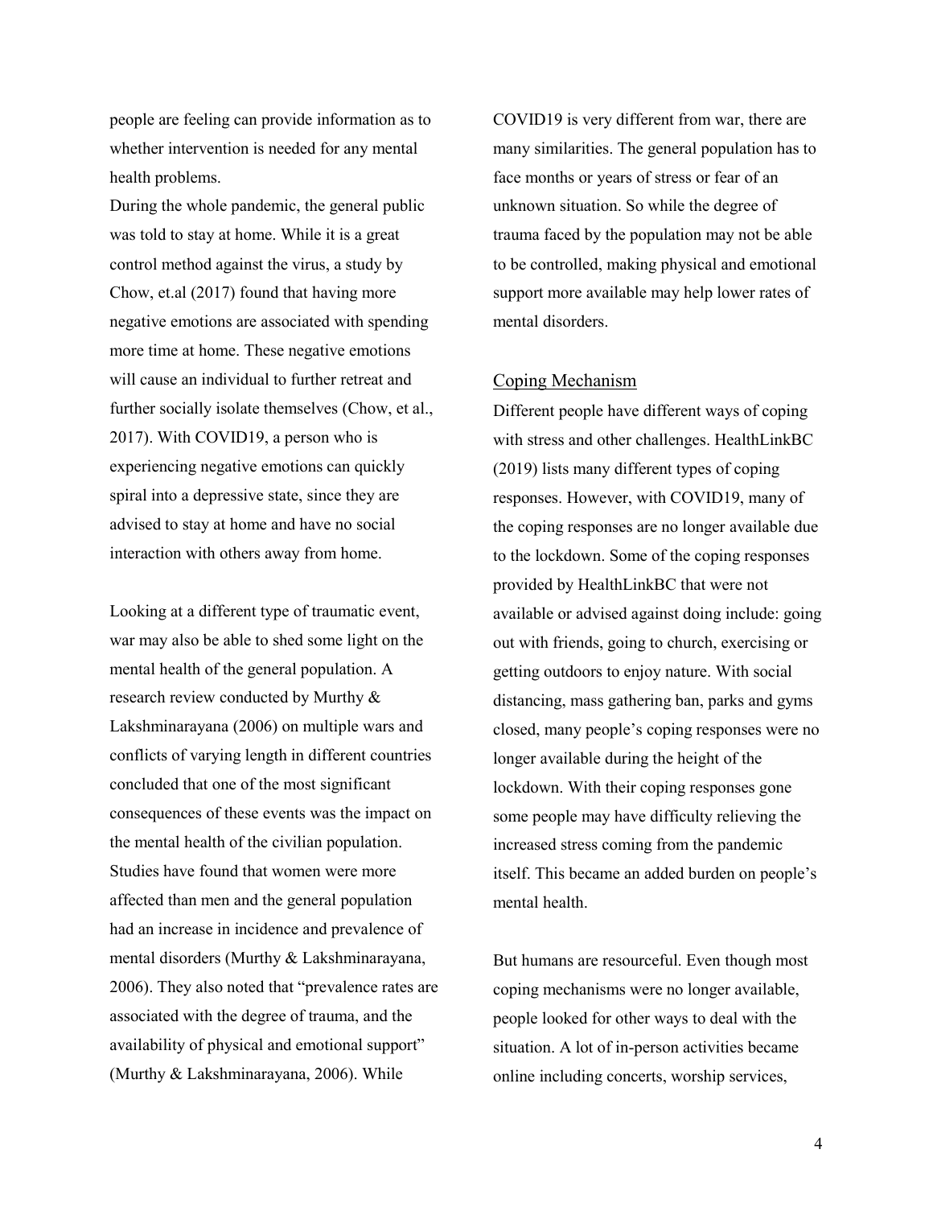people are feeling can provide information as to whether intervention is needed for any mental health problems.

During the whole pandemic, the general public was told to stay at home. While it is a great control method against the virus, a study by Chow, et.al (2017) found that having more negative emotions are associated with spending more time at home. These negative emotions will cause an individual to further retreat and further socially isolate themselves (Chow, et al., 2017). With COVID19, a person who is experiencing negative emotions can quickly spiral into a depressive state, since they are advised to stay at home and have no social interaction with others away from home.

Looking at a different type of traumatic event, war may also be able to shed some light on the mental health of the general population. A research review conducted by Murthy & Lakshminarayana (2006) on multiple wars and conflicts of varying length in different countries concluded that one of the most significant consequences of these events was the impact on the mental health of the civilian population. Studies have found that women were more affected than men and the general population had an increase in incidence and prevalence of mental disorders (Murthy & Lakshminarayana, 2006). They also noted that "prevalence rates are associated with the degree of trauma, and the availability of physical and emotional support" (Murthy & Lakshminarayana, 2006). While COVID19 is very different from war, there are many similarities. The general population has to face months or years of stress or fear of an unknown situation. So while the degree of trauma faced by the population may not be able to be controlled, making physical and emotional support more available may help lower rates of mental disorders.

## Coping Mechanism

Different people have different ways of coping with stress and other challenges. HealthLinkBC (2019) lists many different types of coping responses. However, with COVID19, many of the coping responses are no longer available due to the lockdown. Some of the coping responses provided by HealthLinkBC that were not available or advised against doing include: going out with friends, going to church, exercising or getting outdoors to enjoy nature. With social distancing, mass gathering ban, parks and gyms closed, many people's coping responses were no longer available during the height of the lockdown. With their coping responses gone some people may have difficulty relieving the increased stress coming from the pandemic itself. This became an added burden on people's mental health.

But humans are resourceful. Even though most coping mechanisms were no longer available, people looked for other ways to deal with the situation. A lot of in-person activities became online including concerts, worship services,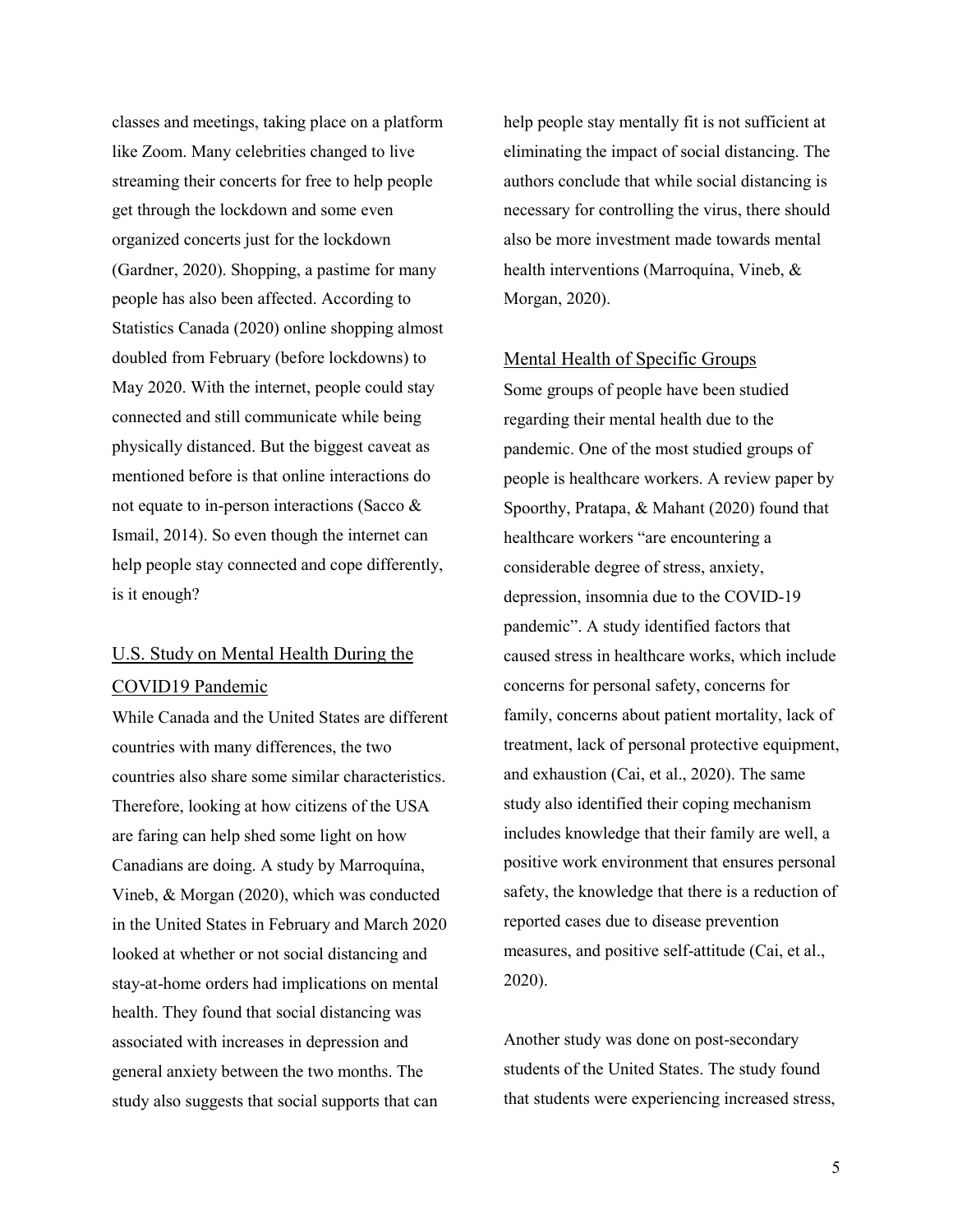classes and meetings, taking place on a platform like Zoom. Many celebrities changed to live streaming their concerts for free to help people get through the lockdown and some even organized concerts just for the lockdown (Gardner, 2020). Shopping, a pastime for many people has also been affected. According to Statistics Canada (2020) online shopping almost doubled from February (before lockdowns) to May 2020. With the internet, people could stay connected and still communicate while being physically distanced. But the biggest caveat as mentioned before is that online interactions do not equate to in-person interactions (Sacco & Ismail, 2014). So even though the internet can help people stay connected and cope differently, is it enough?

## U.S. Study on Mental Health During the COVID19 Pandemic

While Canada and the United States are different countries with many differences, the two countries also share some similar characteristics. Therefore, looking at how citizens of the USA are faring can help shed some light on how Canadians are doing. A study by Marroquína, Vineb, & Morgan (2020), which was conducted in the United States in February and March 2020 looked at whether or not social distancing and stay-at-home orders had implications on mental health. They found that social distancing was associated with increases in depression and general anxiety between the two months. The study also suggests that social supports that can help people stay mentally fit is not sufficient at eliminating the impact of social distancing. The authors conclude that while social distancing is necessary for controlling the virus, there should also be more investment made towards mental health interventions (Marroquína, Vineb, & Morgan, 2020).

## Mental Health of Specific Groups

Some groups of people have been studied regarding their mental health due to the pandemic. One of the most studied groups of people is healthcare workers. A review paper by Spoorthy, Pratapa, & Mahant (2020) found that healthcare workers "are encountering a considerable degree of stress, anxiety, depression, insomnia due to the COVID-19 pandemic". A study identified factors that caused stress in healthcare works, which include concerns for personal safety, concerns for family, concerns about patient mortality, lack of treatment, lack of personal protective equipment, and exhaustion (Cai, et al., 2020). The same study also identified their coping mechanism includes knowledge that their family are well, a positive work environment that ensures personal safety, the knowledge that there is a reduction of reported cases due to disease prevention measures, and positive self-attitude (Cai, et al., 2020).

Another study was done on post-secondary students of the United States. The study found that students were experiencing increased stress,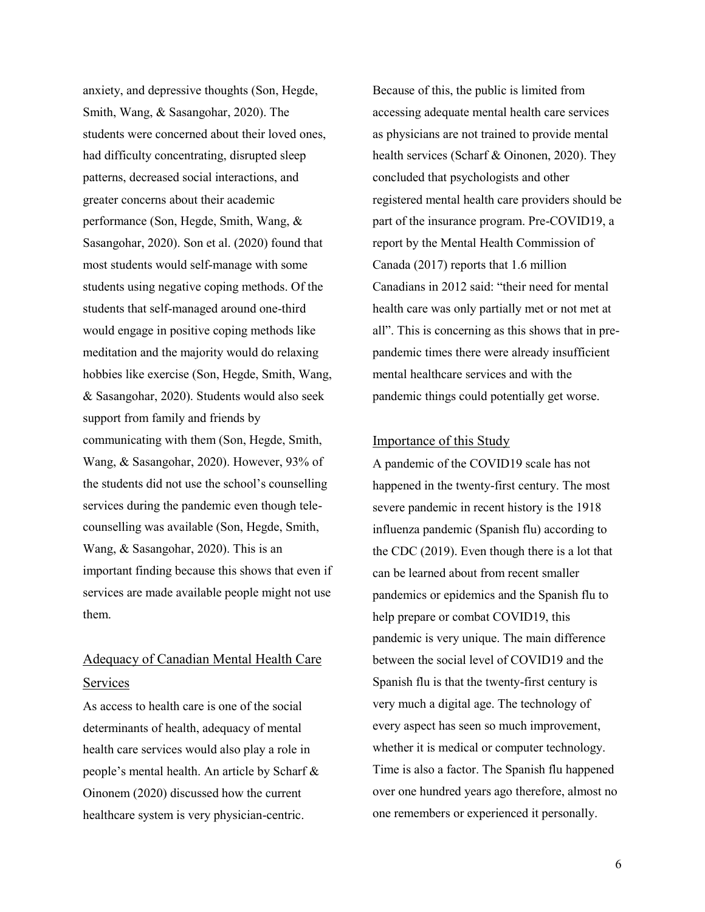anxiety, and depressive thoughts (Son, Hegde, Smith, Wang, & Sasangohar, 2020). The students were concerned about their loved ones, had difficulty concentrating, disrupted sleep patterns, decreased social interactions, and greater concerns about their academic performance (Son, Hegde, Smith, Wang, & Sasangohar, 2020). Son et al. (2020) found that most students would self-manage with some students using negative coping methods. Of the students that self-managed around one-third would engage in positive coping methods like meditation and the majority would do relaxing hobbies like exercise (Son, Hegde, Smith, Wang, & Sasangohar, 2020). Students would also seek support from family and friends by communicating with them (Son, Hegde, Smith, Wang, & Sasangohar, 2020). However, 93% of the students did not use the school's counselling services during the pandemic even though tele-counselling was available (Son, Hegde, Smith, Wang, & Sasangohar, 2020). This is an important finding because this shows that even if services are made available people might not use them.

## Adequacy of Canadian Mental Health Care Services

As access to health care is one of the social determinants of health, adequacy of mental health care services would also play a role in people's mental health. An article by Scharf & Oinonem (2020) discussed how the current healthcare system is very physician-centric. Because of this, the public is limited from accessing adequate mental health care services as physicians are not trained to provide mental health services (Scharf & Oinonen, 2020). They concluded that psychologists and other registered mental health care providers should be part of the insurance program. Pre-COVID19, a report by the Mental Health Commission of Canada (2017) reports that 1.6 million Canadians in 2012 said: "their need for mental health care was only partially met or not met at all". This is concerning as this shows that in pre-pandemic times there were already insufficient mental healthcare services and with the pandemic things could potentially get worse.

## Importance of this Study

A pandemic of the COVID19 scale has not happened in the twenty-first century. The most severe pandemic in recent history is the 1918 influenza pandemic (Spanish flu) according to the CDC (2019). Even though there is a lot that can be learned about from recent smaller pandemics or epidemics and the Spanish flu to help prepare or combat COVID19, this pandemic is very unique. The main difference between the social level of COVID19 and the Spanish flu is that the twenty-first century is very much a digital age. The technology of every aspect has seen so much improvement, whether it is medical or computer technology. Time is also a factor. The Spanish flu happened over one hundred years ago therefore, almost no one remembers or experienced it personally.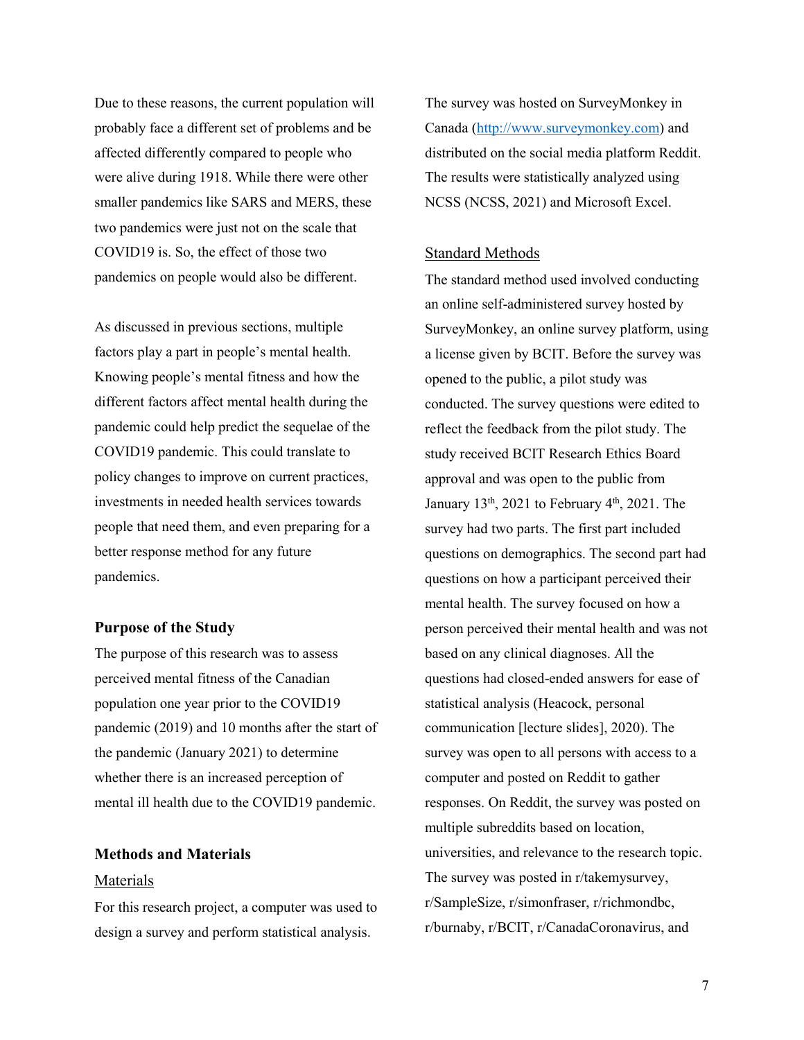Due to these reasons, the current population will probably face a different set of problems and be affected differently compared to people who were alive during 1918. While there were other smaller pandemics like SARS and MERS, these two pandemics were just not on the scale that COVID19 is. So, the effect of those two pandemics on people would also be different.

As discussed in previous sections, multiple factors play a part in people's mental health. Knowing people's mental fitness and how the different factors affect mental health during the pandemic could help predict the sequelae of the COVID19 pandemic. This could translate to policy changes to improve on current practices, investments in needed health services towards people that need them, and even preparing for a better response method for any future pandemics.

## Purpose of the Study

The purpose of this research was to assess perceived mental fitness of the Canadian population one year prior to the COVID19 pandemic (2019) and 10 months after the start of the pandemic (January 2021) to determine whether there is an increased perception of mental ill health due to the COVID19 pandemic.

## Methods and Materials

### Materials

For this research project, a computer was used to design a survey and perform statistical analysis. The survey was hosted on SurveyMonkey in Canada (http://www.surveymonkey.com) and distributed on the social media platform Reddit. The results were statistically analyzed using NCSS (NCSS, 2021) and Microsoft Excel.

### Standard Methods

The standard method used involved conducting an online self-administered survey hosted by SurveyMonkey, an online survey platform, using a license given by BCIT. Before the survey was opened to the public, a pilot study was conducted. The survey questions were edited to reflect the feedback from the pilot study. The study received BCIT Research Ethics Board approval and was open to the public from January 13th, 2021 to February 4th, 2021. The survey had two parts. The first part included questions on demographics. The second part had questions on how a participant perceived their mental health. The survey focused on how a person perceived their mental health and was not based on any clinical diagnoses. All the questions had closed-ended answers for ease of statistical analysis (Heacock, personal communication [lecture slides], 2020). The survey was open to all persons with access to a computer and posted on Reddit to gather responses. On Reddit, the survey was posted on multiple subreddits based on location, universities, and relevance to the research topic. The survey was posted in r/takemysurvey, r/SampleSize, r/simonfraser, r/richmondbc, r/burnaby, r/BCIT, r/CanadaCoronavirus, and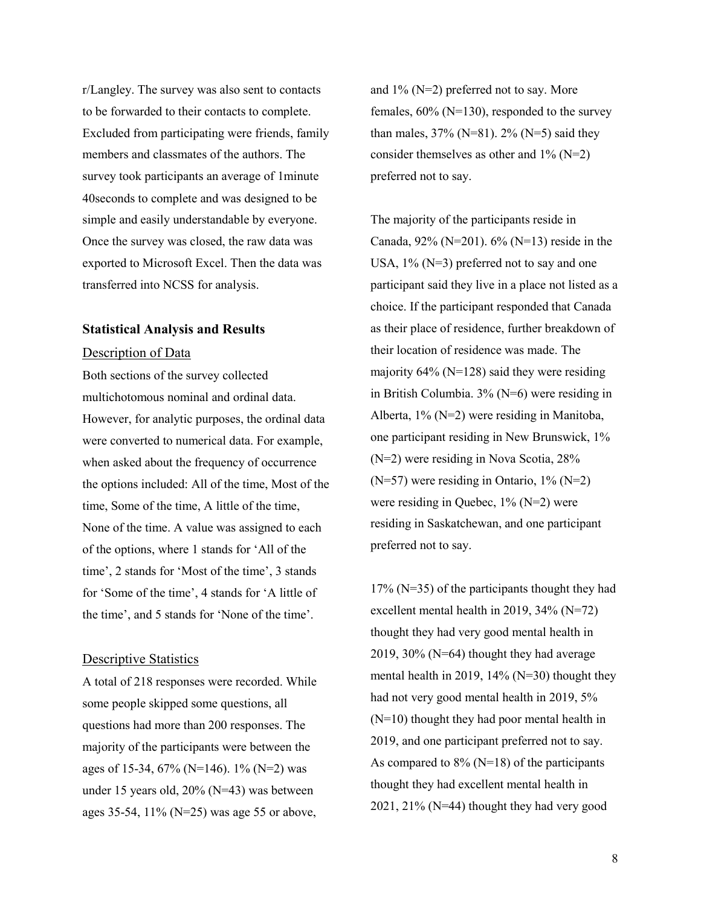r/Langley. The survey was also sent to contacts to be forwarded to their contacts to complete. Excluded from participating were friends, family members and classmates of the authors. The survey took participants an average of 1minute 40seconds to complete and was designed to be simple and easily understandable by everyone. Once the survey was closed, the raw data was exported to Microsoft Excel. Then the data was transferred into NCSS for analysis.

## Statistical Analysis and Results

### Description of Data

Both sections of the survey collected multichotomous nominal and ordinal data. However, for analytic purposes, the ordinal data were converted to numerical data. For example, when asked about the frequency of occurrence the options included: All of the time, Most of the time, Some of the time, A little of the time, None of the time. A value was assigned to each of the options, where 1 stands for 'All of the time', 2 stands for 'Most of the time', 3 stands for 'Some of the time', 4 stands for 'A little of the time', and 5 stands for 'None of the time'.

### Descriptive Statistics

A total of 218 responses were recorded. While some people skipped some questions, all questions had more than 200 responses. The majority of the participants were between the ages of 15-34, 67% (N=146). 1% (N=2) was under 15 years old, 20% (N=43) was between ages 35-54, 11% (N=25) was age 55 or above, and 1% (N=2) preferred not to say. More females, 60% (N=130), responded to the survey than males, 37% (N=81). 2% (N=5) said they consider themselves as other and 1% (N=2) preferred not to say.

The majority of the participants reside in Canada, 92% (N=201). 6% (N=13) reside in the USA, 1% (N=3) preferred not to say and one participant said they live in a place not listed as a choice. If the participant responded that Canada as their place of residence, further breakdown of their location of residence was made. The majority 64% (N=128) said they were residing in British Columbia. 3% (N=6) were residing in Alberta, 1% (N=2) were residing in Manitoba, one participant residing in New Brunswick, 1% (N=2) were residing in Nova Scotia, 28% (N=57) were residing in Ontario, 1% (N=2) were residing in Quebec, 1% (N=2) were residing in Saskatchewan, and one participant preferred not to say.

17% (N=35) of the participants thought they had excellent mental health in 2019, 34% (N=72) thought they had very good mental health in 2019, 30% (N=64) thought they had average mental health in 2019, 14% (N=30) thought they had not very good mental health in 2019, 5% (N=10) thought they had poor mental health in 2019, and one participant preferred not to say. As compared to 8% (N=18) of the participants thought they had excellent mental health in 2021, 21% (N=44) thought they had very good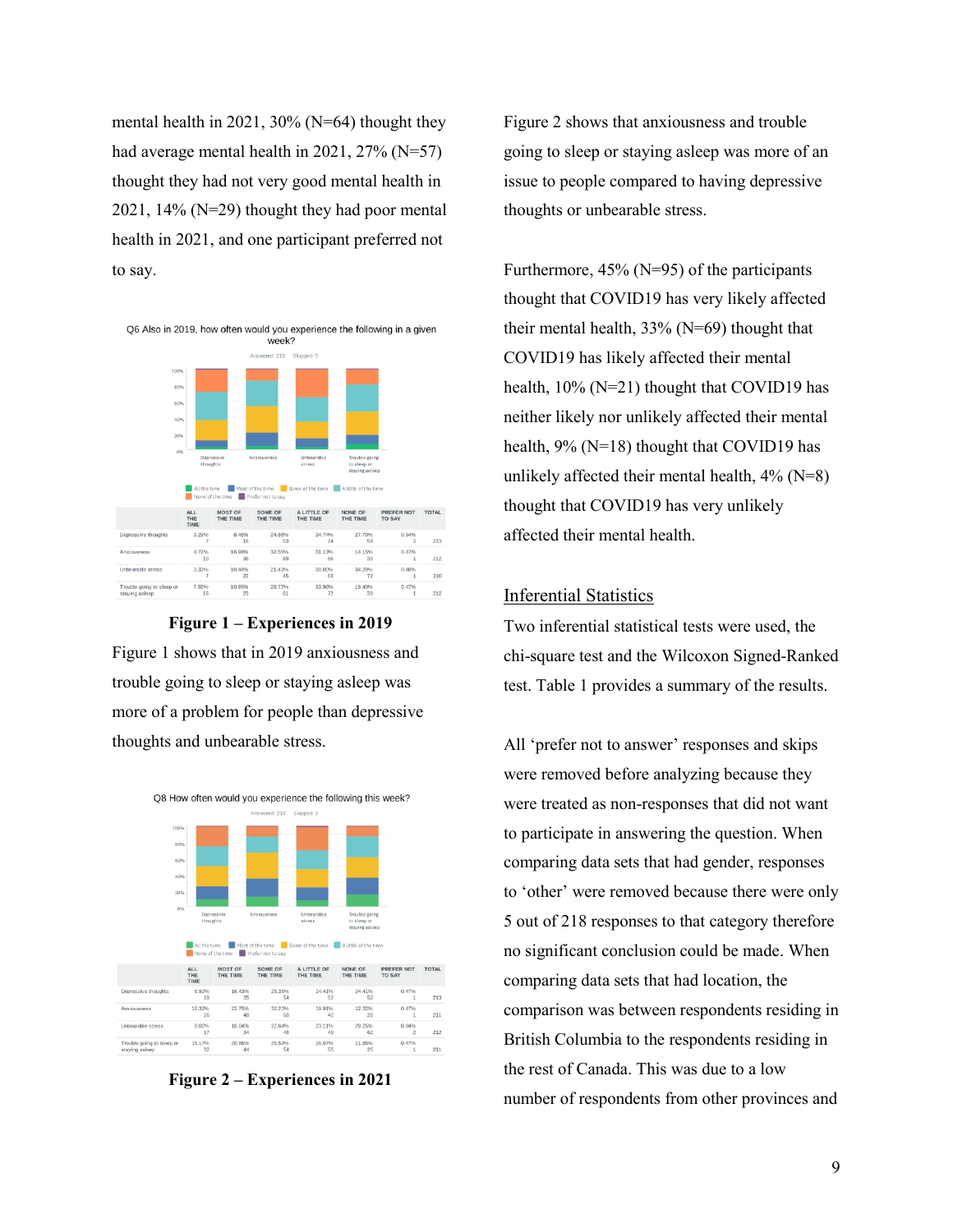mental health in 2021, 30% (N=64) thought they had average mental health in 2021, 27% (N=57) thought they had not very good mental health in 2021, 14% (N=29) thought they had poor mental health in 2021, and one participant preferred not to say.

Q6 Also in 2019, how often would you experience the following in a given week?

Answered: 213 Skipped: 5

| | ALL THE TIME | MOST OF THE TIME | SOME OF THE TIME | A LITTLE OF THE TIME | NONE OF THE TIME | PREFER NOT TO SAY | TOTAL |
|---|---|---|---|---|---|---|---|
| Depressive thoughts | 3.29% 7 | 8.45% 18 | 24.88% 53 | 34.74% 74 | 27.70% 59 | 0.94% 2 | 213 |
| Anxiousness | 4.72% 10 | 16.98% 36 | 32.55% 69 | 31.13% 66 | 14.15% 30 | 0.47% 1 | 212 |
| Unbearable stress | 3.33% 7 | 10.48% 22 | 21.43% 45 | 30.00% 63 | 34.29% 72 | 0.48% 1 | 210 |
| Trouble going to sleep or staying asleep | 7.55% 16 | 10.85% 23 | 28.77% 61 | 33.96% 72 | 18.40% 39 | 0.47% 1 | 212 |

**Figure 1 – Experiences in 2019**

Figure 1 shows that in 2019 anxiousness and trouble going to sleep or staying asleep was more of a problem for people than depressive thoughts and unbearable stress.

Q8 How often would you experience the following this week?

Answered: 213 Skipped: 5

| | ALL THE TIME | MOST OF THE TIME | SOME OF THE TIME | A LITTLE OF THE TIME | NONE OF THE TIME | PREFER NOT TO SAY | TOTAL |
|---|---|---|---|---|---|---|---|
| Depressive thoughts | 8.92% 19 | 16.43% 35 | 25.35% 54 | 24.41% 52 | 24.41% 52 | 0.47% 1 | 213 |
| Anxiousness | 12.32% 26 | 22.75% 48 | 32.23% 68 | 19.91% 42 | 12.32% 26 | 0.47% 1 | 211 |
| Unbearable stress | 8.02% 17 | 16.04% 34 | 22.64% 48 | 23.11% 49 | 29.25% 62 | 0.94% 2 | 212 |
| Trouble going to sleep or staying asleep | 15.17% 32 | 20.85% 44 | 25.59% 54 | 26.07% 55 | 11.85% 25 | 0.47% 1 | 211 |

**Figure 2 – Experiences in 2021**

Figure 2 shows that anxiousness and trouble going to sleep or staying asleep was more of an issue to people compared to having depressive thoughts or unbearable stress.

Furthermore, 45% (N=95) of the participants thought that COVID19 has very likely affected their mental health, 33% (N=69) thought that COVID19 has likely affected their mental health, 10% (N=21) thought that COVID19 has neither likely nor unlikely affected their mental health, 9% (N=18) thought that COVID19 has unlikely affected their mental health, 4% (N=8) thought that COVID19 has very unlikely affected their mental health.

## Inferential Statistics

Two inferential statistical tests were used, the chi-square test and the Wilcoxon Signed-Ranked test. Table 1 provides a summary of the results.

All 'prefer not to answer' responses and skips were removed before analyzing because they were treated as non-responses that did not want to participate in answering the question. When comparing data sets that had gender, responses to 'other' were removed because there were only 5 out of 218 responses to that category therefore no significant conclusion could be made. When comparing data sets that had location, the comparison was between respondents residing in British Columbia to the respondents residing in the rest of Canada. This was due to a low number of respondents from other provinces and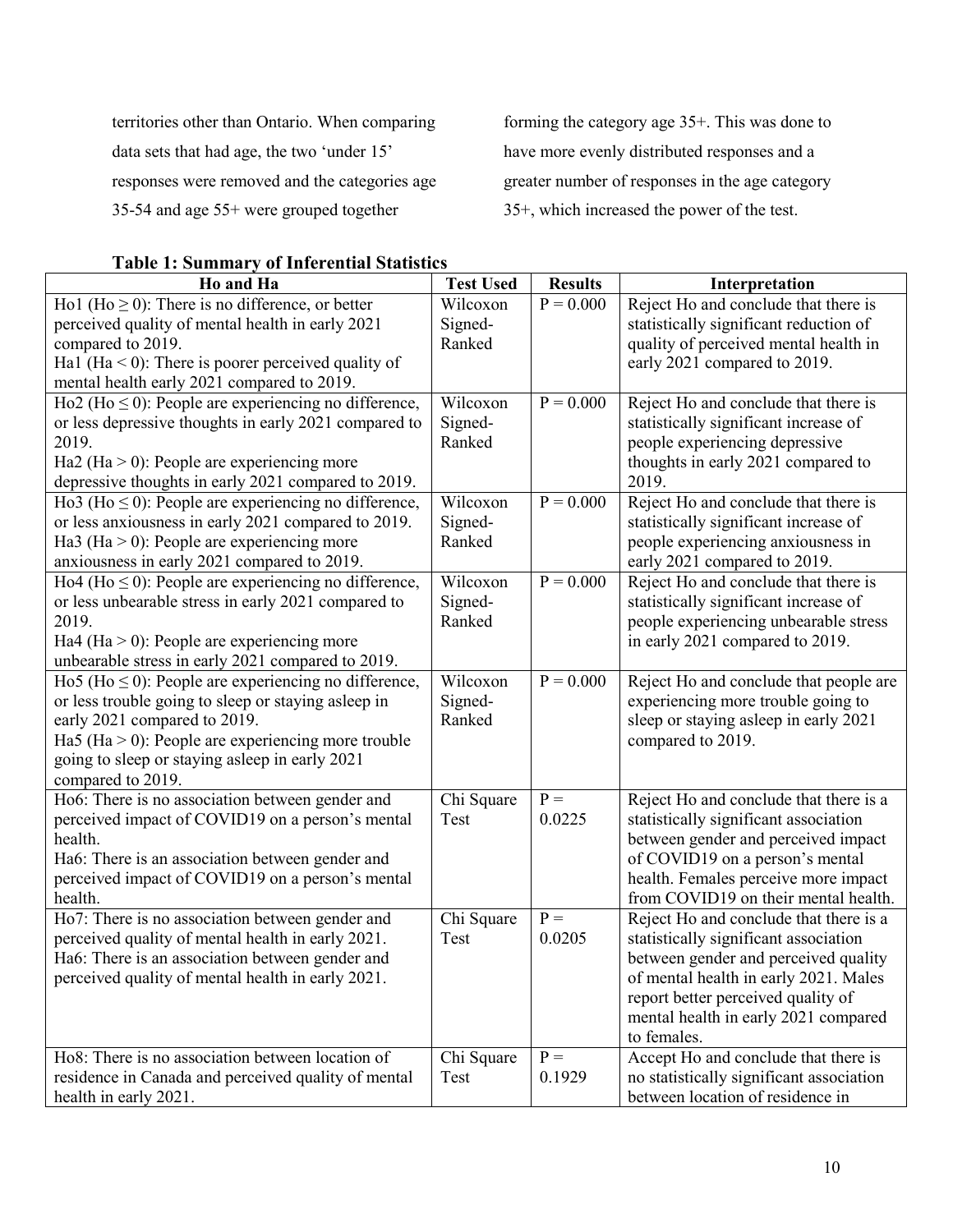territories other than Ontario. When comparing data sets that had age, the two 'under 15' responses were removed and the categories age 35-54 and age 55+ were grouped together forming the category age 35+. This was done to have more evenly distributed responses and a greater number of responses in the age category 35+, which increased the power of the test.

**Table 1: Summary of Inferential Statistics**

| Ho and Ha | Test Used | Results | Interpretation |
|---|---|---|---|
| Ho1 (Ho ≥ 0): There is no difference, or better perceived quality of mental health in early 2021 compared to 2019.<br>Ha1 (Ha < 0): There is poorer perceived quality of mental health early 2021 compared to 2019. | Wilcoxon Signed-Ranked | P = 0.000 | Reject Ho and conclude that there is statistically significant reduction of quality of perceived mental health in early 2021 compared to 2019. |
| Ho2 (Ho ≤ 0): People are experiencing no difference, or less depressive thoughts in early 2021 compared to 2019.<br>Ha2 (Ha > 0): People are experiencing more depressive thoughts in early 2021 compared to 2019. | Wilcoxon Signed-Ranked | P = 0.000 | Reject Ho and conclude that there is statistically significant increase of people experiencing depressive thoughts in early 2021 compared to 2019. |
| Ho3 (Ho ≤ 0): People are experiencing no difference, or less anxiousness in early 2021 compared to 2019.<br>Ha3 (Ha > 0): People are experiencing more anxiousness in early 2021 compared to 2019. | Wilcoxon Signed-Ranked | P = 0.000 | Reject Ho and conclude that there is statistically significant increase of people experiencing anxiousness in early 2021 compared to 2019. |
| Ho4 (Ho ≤ 0): People are experiencing no difference, or less unbearable stress in early 2021 compared to 2019.<br>Ha4 (Ha > 0): People are experiencing more unbearable stress in early 2021 compared to 2019. | Wilcoxon Signed-Ranked | P = 0.000 | Reject Ho and conclude that there is statistically significant increase of people experiencing unbearable stress in early 2021 compared to 2019. |
| Ho5 (Ho ≤ 0): People are experiencing no difference, or less trouble going to sleep or staying asleep in early 2021 compared to 2019.<br>Ha5 (Ha > 0): People are experiencing more trouble going to sleep or staying asleep in early 2021 compared to 2019. | Wilcoxon Signed-Ranked | P = 0.000 | Reject Ho and conclude that people are experiencing more trouble going to sleep or staying asleep in early 2021 compared to 2019. |
| Ho6: There is no association between gender and perceived impact of COVID19 on a person's mental health.<br>Ha6: There is an association between gender and perceived impact of COVID19 on a person's mental health. | Chi Square Test | P = 0.0225 | Reject Ho and conclude that there is a statistically significant association between gender and perceived impact of COVID19 on a person's mental health. Females perceive more impact from COVID19 on their mental health. |
| Ho7: There is no association between gender and perceived quality of mental health in early 2021.<br>Ha6: There is an association between gender and perceived quality of mental health in early 2021. | Chi Square Test | P = 0.0205 | Reject Ho and conclude that there is a statistically significant association between gender and perceived quality of mental health in early 2021. Males report better perceived quality of mental health in early 2021 compared to females. |
| Ho8: There is no association between location of residence in Canada and perceived quality of mental health in early 2021. | Chi Square Test | P = 0.1929 | Accept Ho and conclude that there is no statistically significant association between location of residence in |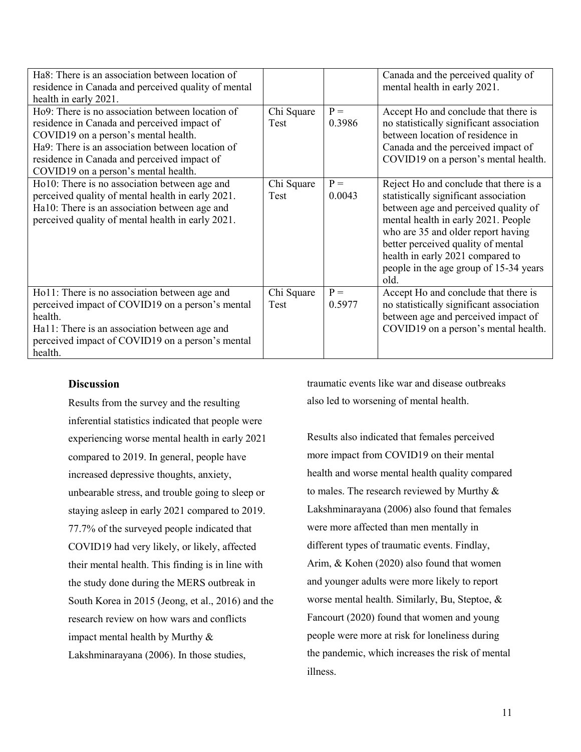| | | | |
|---|---|---|---|
| Ha8: There is an association between location of residence in Canada and perceived quality of mental health in early 2021. | | | Canada and the perceived quality of mental health in early 2021. |
| Ho9: There is no association between location of residence in Canada and perceived impact of COVID19 on a person's mental health. Ha9: There is an association between location of residence in Canada and perceived impact of COVID19 on a person's mental health. | Chi Square Test | P = 0.3986 | Accept Ho and conclude that there is no statistically significant association between location of residence in Canada and the perceived impact of COVID19 on a person's mental health. |
| Ho10: There is no association between age and perceived quality of mental health in early 2021. Ha10: There is an association between age and perceived quality of mental health in early 2021. | Chi Square Test | P = 0.0043 | Reject Ho and conclude that there is a statistically significant association between age and perceived quality of mental health in early 2021. People who are 35 and older report having better perceived quality of mental health in early 2021 compared to people in the age group of 15-34 years old. |
| Ho11: There is no association between age and perceived impact of COVID19 on a person's mental health. Ha11: There is an association between age and perceived impact of COVID19 on a person's mental health. | Chi Square Test | P = 0.5977 | Accept Ho and conclude that there is no statistically significant association between age and perceived impact of COVID19 on a person's mental health. |

**Discussion**

Results from the survey and the resulting inferential statistics indicated that people were experiencing worse mental health in early 2021 compared to 2019. In general, people have increased depressive thoughts, anxiety, unbearable stress, and trouble going to sleep or staying asleep in early 2021 compared to 2019. 77.7% of the surveyed people indicated that COVID19 had very likely, or likely, affected their mental health. This finding is in line with the study done during the MERS outbreak in South Korea in 2015 (Jeong, et al., 2016) and the research review on how wars and conflicts impact mental health by Murthy & Lakshminarayana (2006). In those studies, traumatic events like war and disease outbreaks also led to worsening of mental health.

Results also indicated that females perceived more impact from COVID19 on their mental health and worse mental health quality compared to males. The research reviewed by Murthy & Lakshminarayana (2006) also found that females were more affected than men mentally in different types of traumatic events. Findlay, Arim, & Kohen (2020) also found that women and younger adults were more likely to report worse mental health. Similarly, Bu, Steptoe, & Fancourt (2020) found that women and young people were more at risk for loneliness during the pandemic, which increases the risk of mental illness.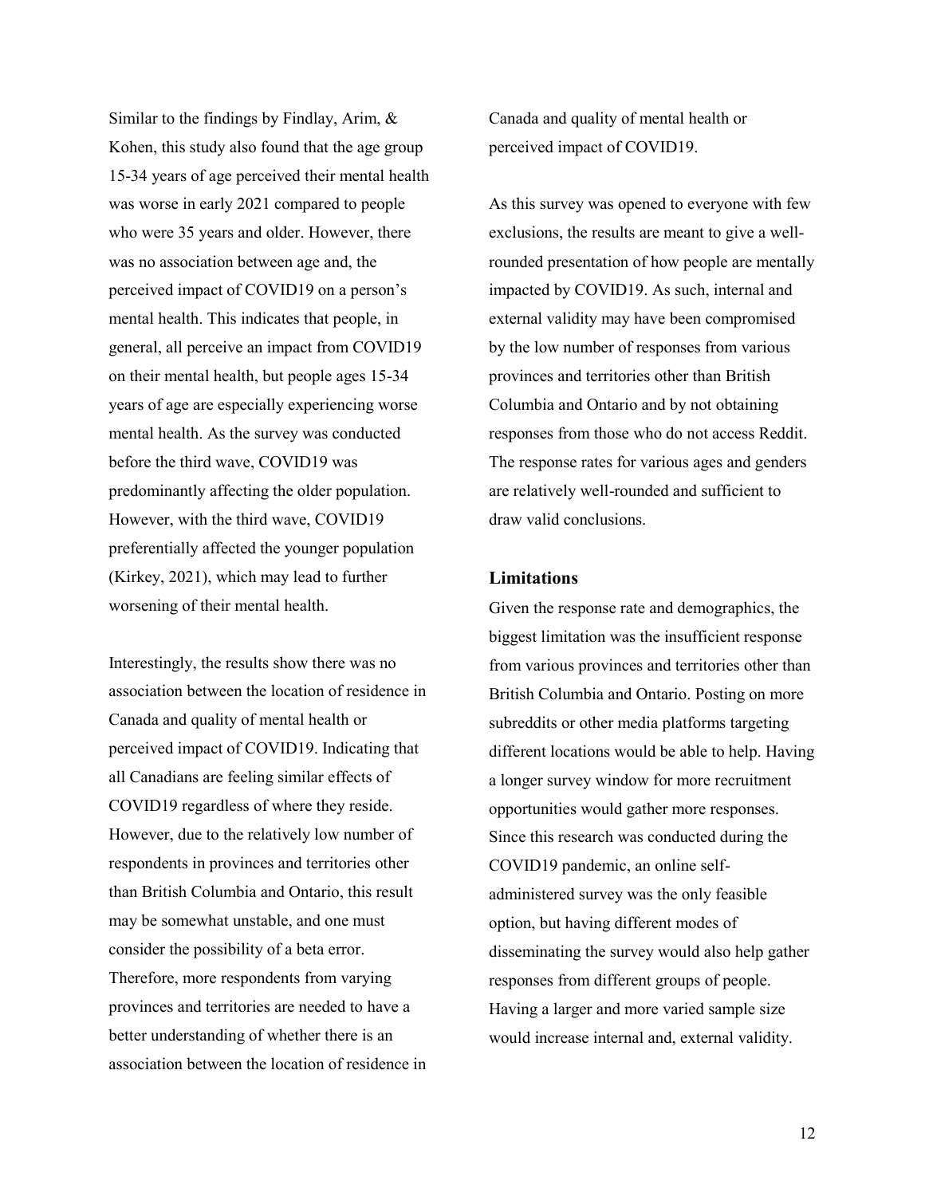Similar to the findings by Findlay, Arim, & Kohen, this study also found that the age group 15-34 years of age perceived their mental health was worse in early 2021 compared to people who were 35 years and older. However, there was no association between age and, the perceived impact of COVID19 on a person's mental health. This indicates that people, in general, all perceive an impact from COVID19 on their mental health, but people ages 15-34 years of age are especially experiencing worse mental health. As the survey was conducted before the third wave, COVID19 was predominantly affecting the older population. However, with the third wave, COVID19 preferentially affected the younger population (Kirkey, 2021), which may lead to further worsening of their mental health.

Interestingly, the results show there was no association between the location of residence in Canada and quality of mental health or perceived impact of COVID19. Indicating that all Canadians are feeling similar effects of COVID19 regardless of where they reside. However, due to the relatively low number of respondents in provinces and territories other than British Columbia and Ontario, this result may be somewhat unstable, and one must consider the possibility of a beta error. Therefore, more respondents from varying provinces and territories are needed to have a better understanding of whether there is an association between the location of residence in Canada and quality of mental health or perceived impact of COVID19.

As this survey was opened to everyone with few exclusions, the results are meant to give a well-rounded presentation of how people are mentally impacted by COVID19. As such, internal and external validity may have been compromised by the low number of responses from various provinces and territories other than British Columbia and Ontario and by not obtaining responses from those who do not access Reddit. The response rates for various ages and genders are relatively well-rounded and sufficient to draw valid conclusions.

### Limitations

Given the response rate and demographics, the biggest limitation was the insufficient response from various provinces and territories other than British Columbia and Ontario. Posting on more subreddits or other media platforms targeting different locations would be able to help. Having a longer survey window for more recruitment opportunities would gather more responses. Since this research was conducted during the COVID19 pandemic, an online self-administered survey was the only feasible option, but having different modes of disseminating the survey would also help gather responses from different groups of people. Having a larger and more varied sample size would increase internal and, external validity.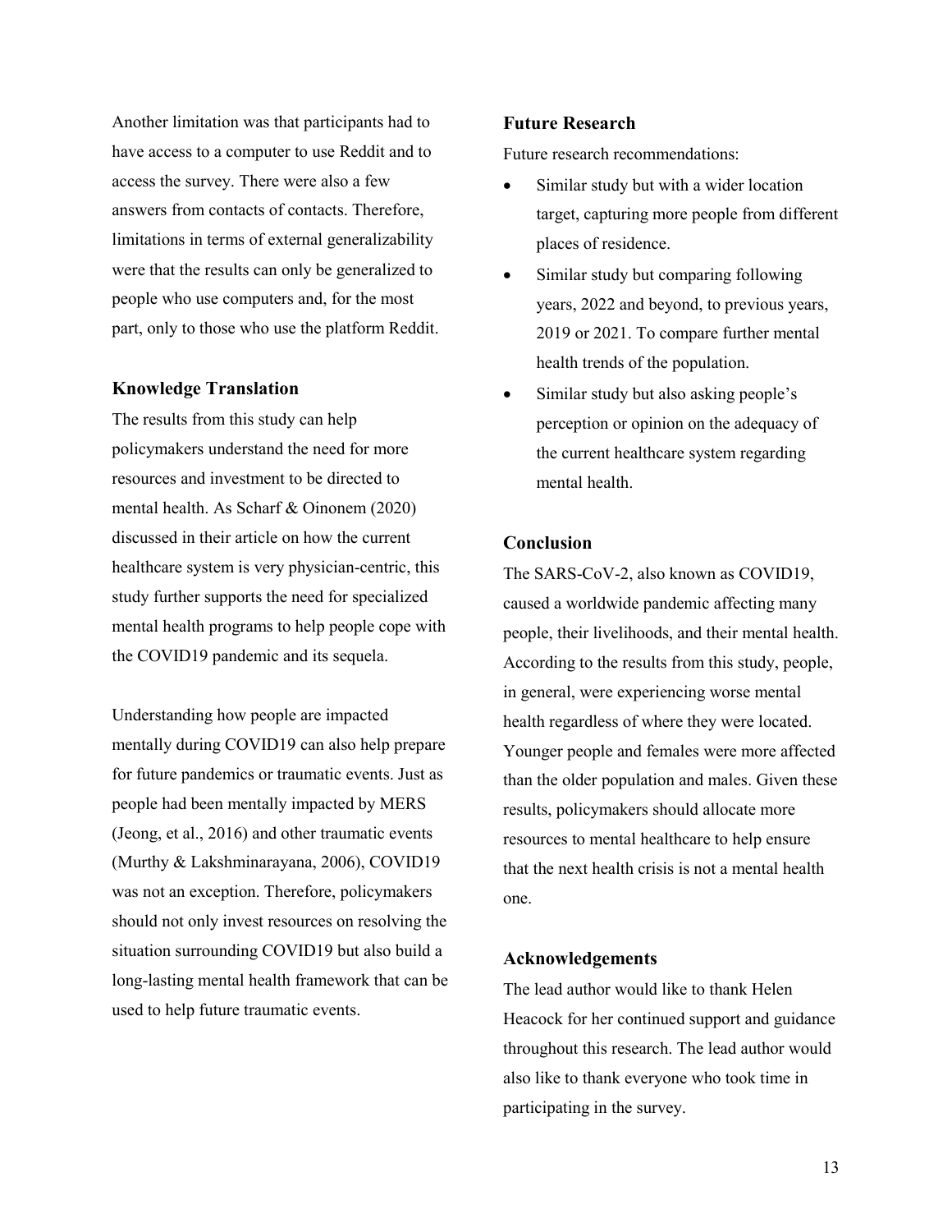Another limitation was that participants had to have access to a computer to use Reddit and to access the survey. There were also a few answers from contacts of contacts. Therefore, limitations in terms of external generalizability were that the results can only be generalized to people who use computers and, for the most part, only to those who use the platform Reddit.

### Knowledge Translation

The results from this study can help policymakers understand the need for more resources and investment to be directed to mental health. As Scharf & Oinonem (2020) discussed in their article on how the current healthcare system is very physician-centric, this study further supports the need for specialized mental health programs to help people cope with the COVID19 pandemic and its sequela.

Understanding how people are impacted mentally during COVID19 can also help prepare for future pandemics or traumatic events. Just as people had been mentally impacted by MERS (Jeong, et al., 2016) and other traumatic events (Murthy & Lakshminarayana, 2006), COVID19 was not an exception. Therefore, policymakers should not only invest resources on resolving the situation surrounding COVID19 but also build a long-lasting mental health framework that can be used to help future traumatic events.

### Future Research

Future research recommendations:

- Similar study but with a wider location target, capturing more people from different places of residence.
- Similar study but comparing following years, 2022 and beyond, to previous years, 2019 or 2021. To compare further mental health trends of the population.
- Similar study but also asking people's perception or opinion on the adequacy of the current healthcare system regarding mental health.

### Conclusion

The SARS-CoV-2, also known as COVID19, caused a worldwide pandemic affecting many people, their livelihoods, and their mental health. According to the results from this study, people, in general, were experiencing worse mental health regardless of where they were located. Younger people and females were more affected than the older population and males. Given these results, policymakers should allocate more resources to mental healthcare to help ensure that the next health crisis is not a mental health one.

### Acknowledgements

The lead author would like to thank Helen Heacock for her continued support and guidance throughout this research. The lead author would also like to thank everyone who took time in participating in the survey.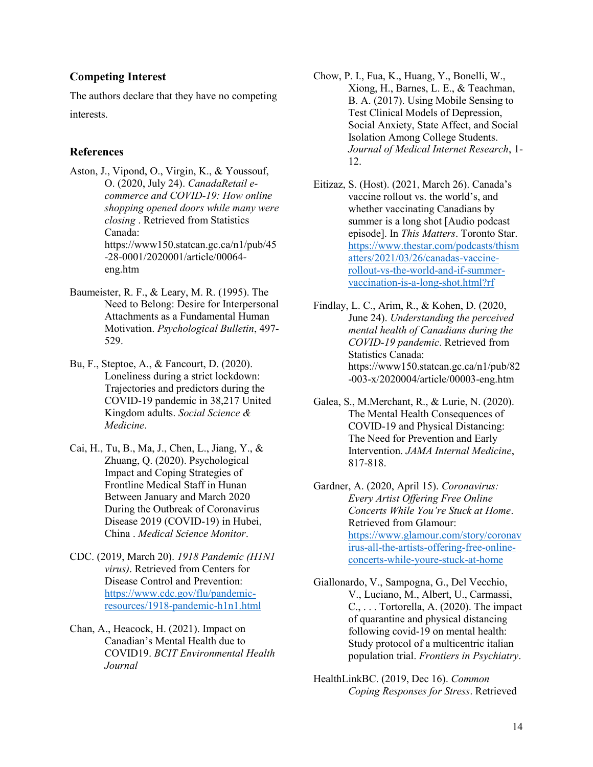## Competing Interest

The authors declare that they have no competing interests.

## References

Aston, J., Vipond, O., Virgin, K., & Youssouf, O. (2020, July 24). *CanadaRetail e-commerce and COVID-19: How online shopping opened doors while many were closing* . Retrieved from Statistics Canada: https://www150.statcan.gc.ca/n1/pub/45-28-0001/2020001/article/00064-eng.htm

Baumeister, R. F., & Leary, M. R. (1995). The Need to Belong: Desire for Interpersonal Attachments as a Fundamental Human Motivation. *Psychological Bulletin*, 497-529.

Bu, F., Steptoe, A., & Fancourt, D. (2020). Loneliness during a strict lockdown: Trajectories and predictors during the COVID-19 pandemic in 38,217 United Kingdom adults. *Social Science & Medicine*.

Cai, H., Tu, B., Ma, J., Chen, L., Jiang, Y., & Zhuang, Q. (2020). Psychological Impact and Coping Strategies of Frontline Medical Staff in Hunan Between January and March 2020 During the Outbreak of Coronavirus Disease 2019 (COVID-19) in Hubei, China . *Medical Science Monitor*.

CDC. (2019, March 20). *1918 Pandemic (H1N1 virus)*. Retrieved from Centers for Disease Control and Prevention: https://www.cdc.gov/flu/pandemic-resources/1918-pandemic-h1n1.html

Chan, A., Heacock, H. (2021). Impact on Canadian's Mental Health due to COVID19. *BCIT Environmental Health Journal*

Chow, P. I., Fua, K., Huang, Y., Bonelli, W., Xiong, H., Barnes, L. E., & Teachman, B. A. (2017). Using Mobile Sensing to Test Clinical Models of Depression, Social Anxiety, State Affect, and Social Isolation Among College Students. *Journal of Medical Internet Research*, 1-12.

Eitizaz, S. (Host). (2021, March 26). Canada's vaccine rollout vs. the world's, and whether vaccinating Canadians by summer is a long shot [Audio podcast episode]. In *This Matters*. Toronto Star. https://www.thestar.com/podcasts/thismatters/2021/03/26/canadas-vaccine-rollout-vs-the-world-and-if-summer-vaccination-is-a-long-shot.html?rf

Findlay, L. C., Arim, R., & Kohen, D. (2020, June 24). *Understanding the perceived mental health of Canadians during the COVID-19 pandemic*. Retrieved from Statistics Canada: https://www150.statcan.gc.ca/n1/pub/82-003-x/2020004/article/00003-eng.htm

Galea, S., M.Merchant, R., & Lurie, N. (2020). The Mental Health Consequences of COVID-19 and Physical Distancing: The Need for Prevention and Early Intervention. *JAMA Internal Medicine*, 817-818.

Gardner, A. (2020, April 15). *Coronavirus: Every Artist Offering Free Online Concerts While You're Stuck at Home*. Retrieved from Glamour: https://www.glamour.com/story/coronavirus-all-the-artists-offering-free-online-concerts-while-youre-stuck-at-home

Giallonardo, V., Sampogna, G., Del Vecchio, V., Luciano, M., Albert, U., Carmassi, C., . . . Tortorella, A. (2020). The impact of quarantine and physical distancing following covid-19 on mental health: Study protocol of a multicentric italian population trial. *Frontiers in Psychiatry*.

HealthLinkBC. (2019, Dec 16). *Common Coping Responses for Stress*. Retrieved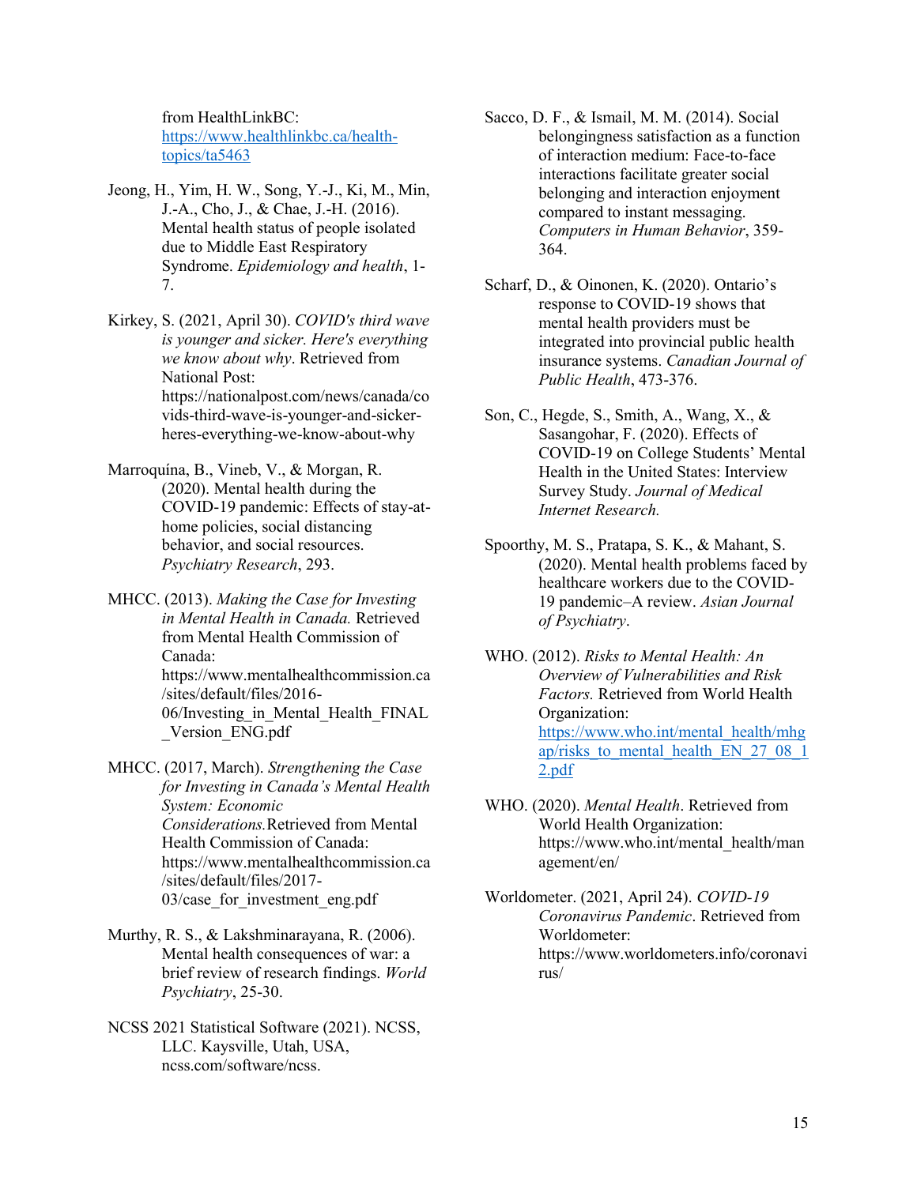from HealthLinkBC: https://www.healthlinkbc.ca/health-topics/ta5463

Jeong, H., Yim, H. W., Song, Y.-J., Ki, M., Min, J.-A., Cho, J., & Chae, J.-H. (2016). Mental health status of people isolated due to Middle East Respiratory Syndrome. *Epidemiology and health*, 1-7.

Kirkey, S. (2021, April 30). *COVID's third wave is younger and sicker. Here's everything we know about why*. Retrieved from National Post: https://nationalpost.com/news/canada/covids-third-wave-is-younger-and-sicker-heres-everything-we-know-about-why

Marroquína, B., Vineb, V., & Morgan, R. (2020). Mental health during the COVID-19 pandemic: Effects of stay-at-home policies, social distancing behavior, and social resources. *Psychiatry Research*, 293.

MHCC. (2013). *Making the Case for Investing in Mental Health in Canada.* Retrieved from Mental Health Commission of Canada: https://www.mentalhealthcommission.ca/sites/default/files/2016-06/Investing_in_Mental_Health_FINAL_Version_ENG.pdf

MHCC. (2017, March). *Strengthening the Case for Investing in Canada's Mental Health System: Economic Considerations.*Retrieved from Mental Health Commission of Canada: https://www.mentalhealthcommission.ca/sites/default/files/2017-03/case_for_investment_eng.pdf

Murthy, R. S., & Lakshminarayana, R. (2006). Mental health consequences of war: a brief review of research findings. *World Psychiatry*, 25-30.

NCSS 2021 Statistical Software (2021). NCSS, LLC. Kaysville, Utah, USA, ncss.com/software/ncss.

Sacco, D. F., & Ismail, M. M. (2014). Social belongingness satisfaction as a function of interaction medium: Face-to-face interactions facilitate greater social belonging and interaction enjoyment compared to instant messaging. *Computers in Human Behavior*, 359-364.

Scharf, D., & Oinonen, K. (2020). Ontario's response to COVID-19 shows that mental health providers must be integrated into provincial public health insurance systems. *Canadian Journal of Public Health*, 473-376.

Son, C., Hegde, S., Smith, A., Wang, X., & Sasangohar, F. (2020). Effects of COVID-19 on College Students' Mental Health in the United States: Interview Survey Study. *Journal of Medical Internet Research.*

Spoorthy, M. S., Pratapa, S. K., & Mahant, S. (2020). Mental health problems faced by healthcare workers due to the COVID-19 pandemic–A review. *Asian Journal of Psychiatry*.

WHO. (2012). *Risks to Mental Health: An Overview of Vulnerabilities and Risk Factors.* Retrieved from World Health Organization: https://www.who.int/mental_health/mhgap/risks_to_mental_health_EN_27_08_12.pdf

WHO. (2020). *Mental Health*. Retrieved from World Health Organization: https://www.who.int/mental_health/management/en/

Worldometer. (2021, April 24). *COVID-19 Coronavirus Pandemic*. Retrieved from Worldometer: https://www.worldometers.info/coronavirus/